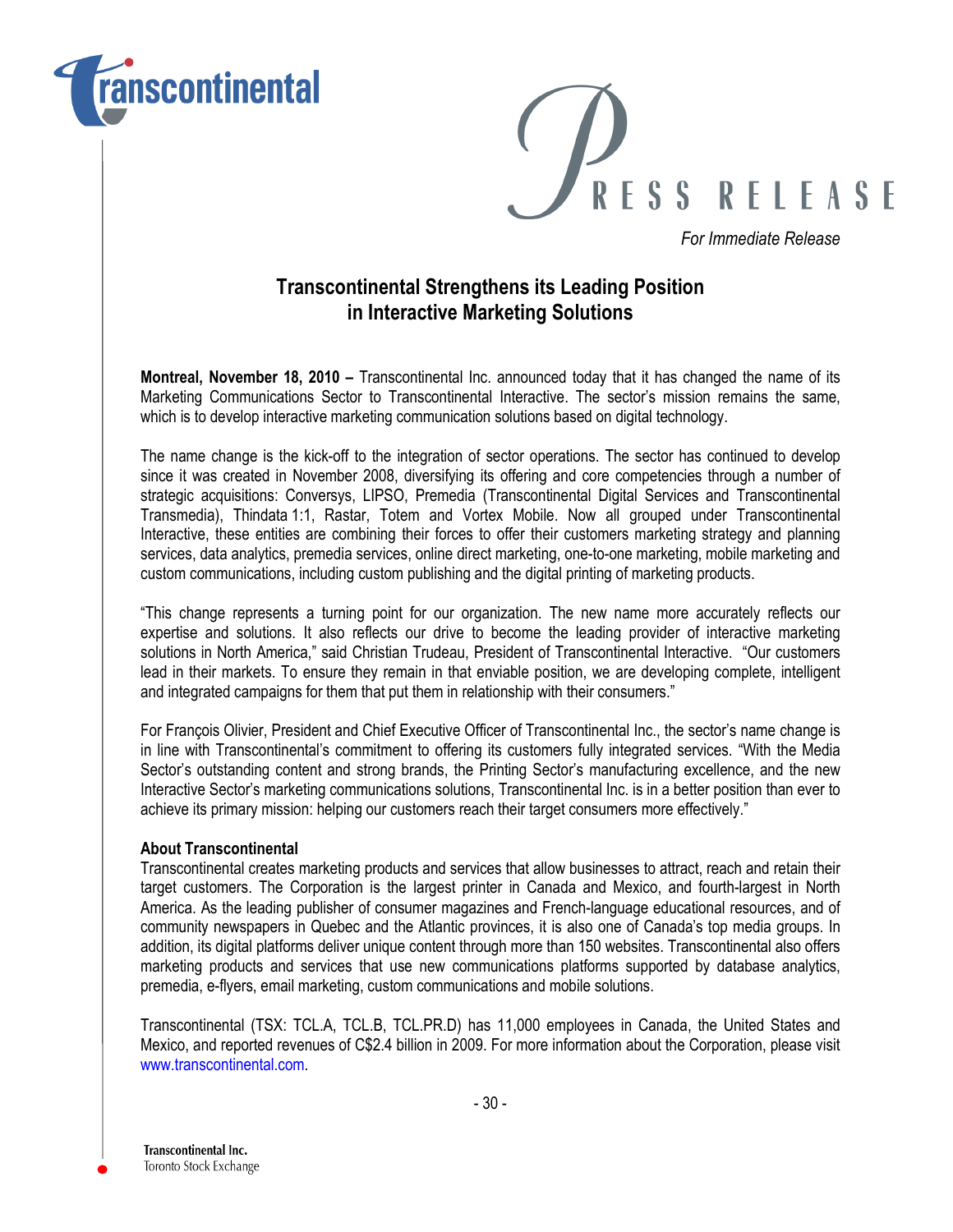# PRESS RELEASE

*For Immediate Release*

## Transcontinental Strengthens its Leading Position in Interactive Marketing Solutions

**Montreal, November 18, 2010 –** Transcontinental Inc. announced today that it has changed the name of its Marketing Communications Sector to Transcontinental Interactive. The sector's mission remains the same, which is to develop interactive marketing communication solutions based on digital technology.

The name change is the kick-off to the integration of sector operations. The sector has continued to develop since it was created in November 2008, diversifying its offering and core competencies through a number of strategic acquisitions: Conversys, LIPSO, Premedia (Transcontinental Digital Services and Transcontinental Transmedia), Thindata 1:1, Rastar, Totem and Vortex Mobile. Now all grouped under Transcontinental Interactive, these entities are combining their forces to offer their customers marketing strategy and planning services, data analytics, premedia services, online direct marketing, one-to-one marketing, mobile marketing and custom communications, including custom publishing and the digital printing of marketing products.

"This change represents a turning point for our organization. The new name more accurately reflects our expertise and solutions. It also reflects our drive to become the leading provider of interactive marketing solutions in North America," said Christian Trudeau, President of Transcontinental Interactive. "Our customers lead in their markets. To ensure they remain in that enviable position, we are developing complete, intelligent and integrated campaigns for them that put them in relationship with their consumers."

For François Olivier, President and Chief Executive Officer of Transcontinental Inc., the sector's name change is in line with Transcontinental's commitment to offering its customers fully integrated services. "With the Media Sector's outstanding content and strong brands, the Printing Sector's manufacturing excellence, and the new Interactive Sector's marketing communications solutions, Transcontinental Inc. is in a better position than ever to achieve its primary mission: helping our customers reach their target consumers more effectively."

**About Transcontinental**

Transcontinental creates marketing products and services that allow businesses to attract, reach and retain their target customers. The Corporation is the largest printer in Canada and Mexico, and fourth-largest in North America. As the leading publisher of consumer magazines and French-language educational resources, and of community newspapers in Quebec and the Atlantic provinces, it is also one of Canada's top media groups. In addition, its digital platforms deliver unique content through more than 150 websites. Transcontinental also offers marketing products and services that use new communications platforms supported by database analytics, premedia, e-flyers, email marketing, custom communications and mobile solutions.

Transcontinental (TSX: TCL.A, TCL.B, TCL.PR.D) has 11,000 employees in Canada, the United States and Mexico, and reported revenues of C$2.4 billion in 2009. For more information about the Corporation, please visit www.transcontinental.com.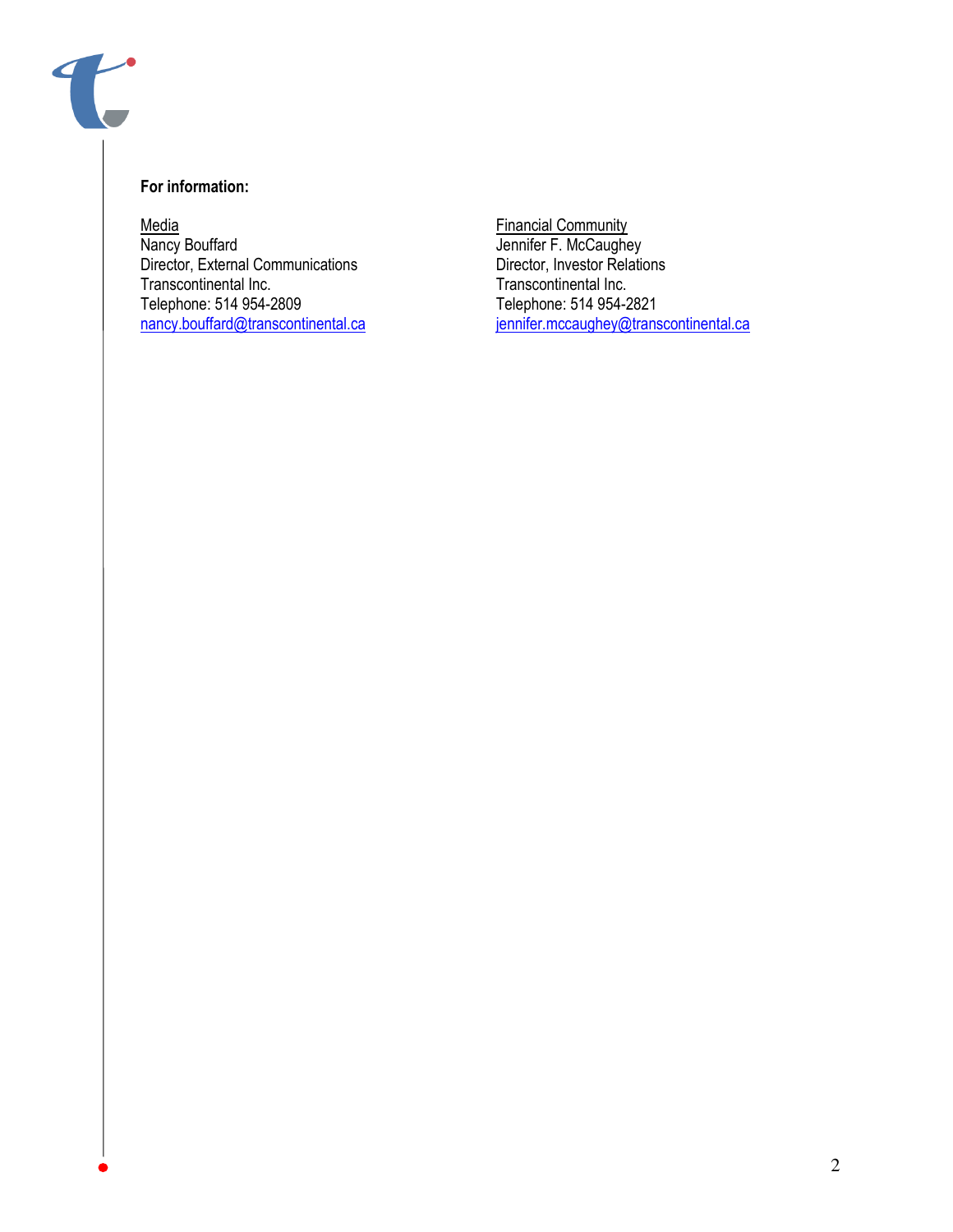**For information:**

Media
Nancy Bouffard
Director, External Communications
Transcontinental Inc.
Telephone: 514 954-2809
nancy.bouffard@transcontinental.ca

Financial Community
Jennifer F. McCaughey
Director, Investor Relations
Transcontinental Inc.
Telephone: 514 954-2821
jennifer.mccaughey@transcontinental.ca